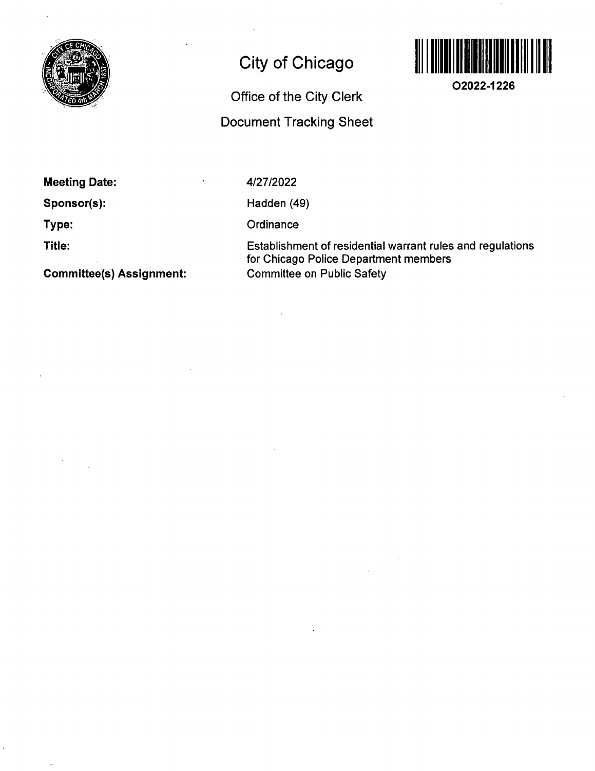# City of Chicago

## Office of the City Clerk

## Document Tracking Sheet

**O2022-1226**

| | |
|---|---|
| **Meeting Date:** | 4/27/2022 |
| **Sponsor(s):** | Hadden (49) |
| **Type:** | Ordinance |
| **Title:** | Establishment of residential warrant rules and regulations for Chicago Police Department members |
| **Committee(s) Assignment:** | Committee on Public Safety |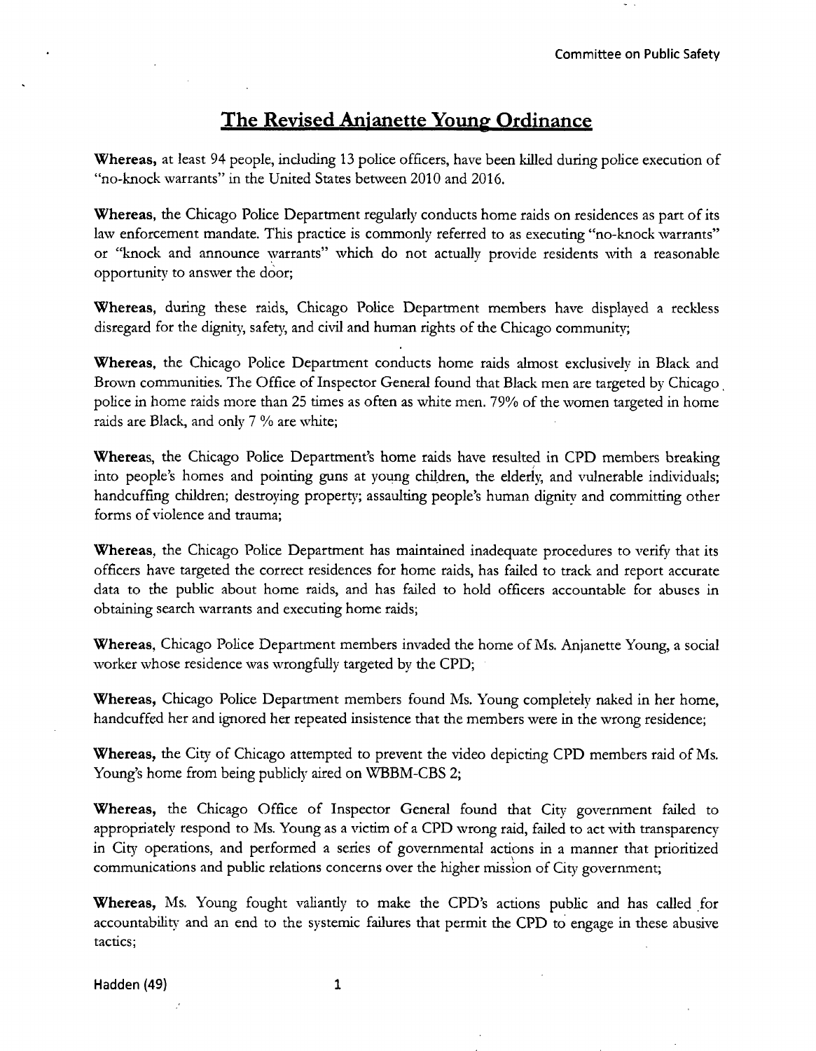# The Revised Anjanette Young Ordinance

**Whereas,** at least 94 people, including 13 police officers, have been killed during police execution of "no-knock warrants" in the United States between 2010 and 2016.

**Whereas,** the Chicago Police Department regularly conducts home raids on residences as part of its law enforcement mandate. This practice is commonly referred to as executing "no-knock warrants" or "knock and announce warrants" which do not actually provide residents with a reasonable opportunity to answer the door;

**Whereas,** during these raids, Chicago Police Department members have displayed a reckless disregard for the dignity, safety, and civil and human rights of the Chicago community;

**Whereas,** the Chicago Police Department conducts home raids almost exclusively in Black and Brown communities. The Office of Inspector General found that Black men are targeted by Chicago police in home raids more than 25 times as often as white men. 79% of the women targeted in home raids are Black, and only 7 % are white;

**Whereas,** the Chicago Police Department's home raids have resulted in CPD members breaking into people's homes and pointing guns at young children, the elderly, and vulnerable individuals; handcuffing children; destroying property; assaulting people's human dignity and committing other forms of violence and trauma;

**Whereas,** the Chicago Police Department has maintained inadequate procedures to verify that its officers have targeted the correct residences for home raids, has failed to track and report accurate data to the public about home raids, and has failed to hold officers accountable for abuses in obtaining search warrants and executing home raids;

**Whereas,** Chicago Police Department members invaded the home of Ms. Anjanette Young, a social worker whose residence was wrongfully targeted by the CPD;

**Whereas,** Chicago Police Department members found Ms. Young completely naked in her home, handcuffed her and ignored her repeated insistence that the members were in the wrong residence;

**Whereas,** the City of Chicago attempted to prevent the video depicting CPD members raid of Ms. Young's home from being publicly aired on WBBM-CBS 2;

**Whereas,** the Chicago Office of Inspector General found that City government failed to appropriately respond to Ms. Young as a victim of a CPD wrong raid, failed to act with transparency in City operations, and performed a series of governmental actions in a manner that prioritized communications and public relations concerns over the higher mission of City government;

**Whereas,** Ms. Young fought valiantly to make the CPD's actions public and has called for accountability and an end to the systemic failures that permit the CPD to engage in these abusive tactics;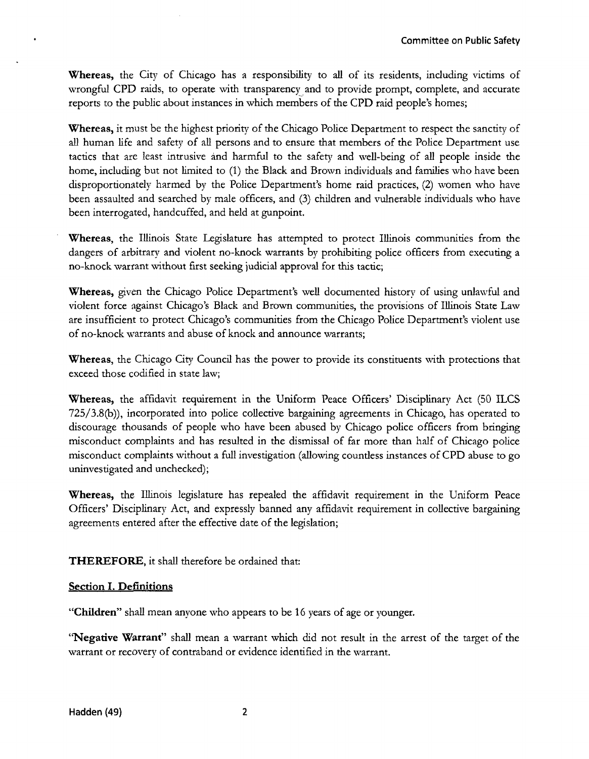**Whereas,** the City of Chicago has a responsibility to all of its residents, including victims of wrongful CPD raids, to operate with transparency and to provide prompt, complete, and accurate reports to the public about instances in which members of the CPD raid people's homes;

**Whereas,** it must be the highest priority of the Chicago Police Department to respect the sanctity of all human life and safety of all persons and to ensure that members of the Police Department use tactics that are least intrusive and harmful to the safety and well-being of all people inside the home, including but not limited to (1) the Black and Brown individuals and families who have been disproportionately harmed by the Police Department's home raid practices, (2) women who have been assaulted and searched by male officers, and (3) children and vulnerable individuals who have been interrogated, handcuffed, and held at gunpoint.

**Whereas,** the Illinois State Legislature has attempted to protect Illinois communities from the dangers of arbitrary and violent no-knock warrants by prohibiting police officers from executing a no-knock warrant without first seeking judicial approval for this tactic;

**Whereas,** given the Chicago Police Department's well documented history of using unlawful and violent force against Chicago's Black and Brown communities, the provisions of Illinois State Law are insufficient to protect Chicago's communities from the Chicago Police Department's violent use of no-knock warrants and abuse of knock and announce warrants;

**Whereas,** the Chicago City Council has the power to provide its constituents with protections that exceed those codified in state law;

**Whereas,** the affidavit requirement in the Uniform Peace Officers' Disciplinary Act (50 ILCS 725/3.8(b)), incorporated into police collective bargaining agreements in Chicago, has operated to discourage thousands of people who have been abused by Chicago police officers from bringing misconduct complaints and has resulted in the dismissal of far more than half of Chicago police misconduct complaints without a full investigation (allowing countless instances of CPD abuse to go uninvestigated and unchecked);

**Whereas,** the Illinois legislature has repealed the affidavit requirement in the Uniform Peace Officers' Disciplinary Act, and expressly banned any affidavit requirement in collective bargaining agreements entered after the effective date of the legislation;

**THEREFORE,** it shall therefore be ordained that:

## Section I. Definitions

**"Children"** shall mean anyone who appears to be 16 years of age or younger.

**"Negative Warrant"** shall mean a warrant which did not result in the arrest of the target of the warrant or recovery of contraband or evidence identified in the warrant.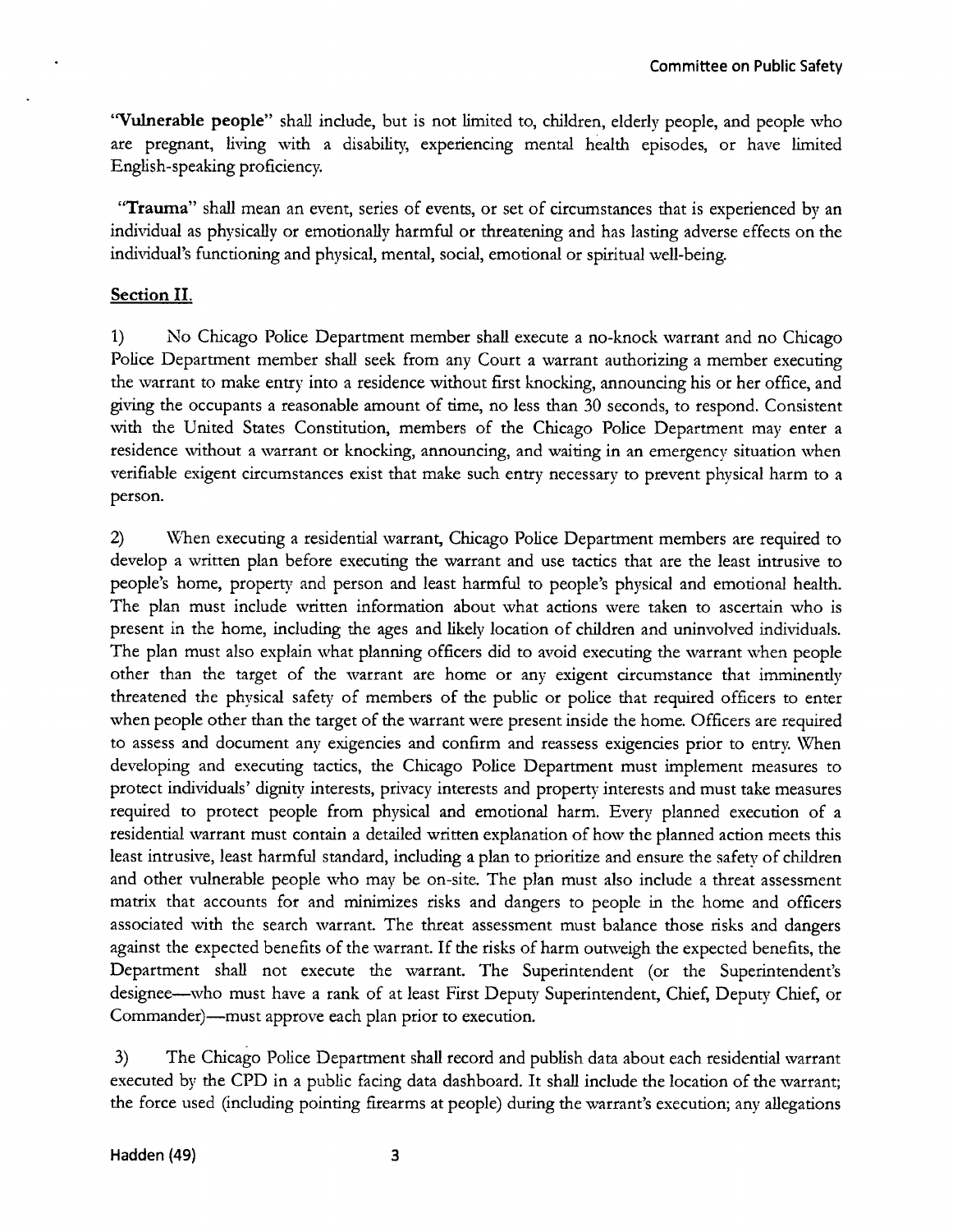**"Vulnerable people"** shall include, but is not limited to, children, elderly people, and people who are pregnant, living with a disability, experiencing mental health episodes, or have limited English-speaking proficiency.

**"Trauma"** shall mean an event, series of events, or set of circumstances that is experienced by an individual as physically or emotionally harmful or threatening and has lasting adverse effects on the individual's functioning and physical, mental, social, emotional or spiritual well-being.

## Section II.

1) No Chicago Police Department member shall execute a no-knock warrant and no Chicago Police Department member shall seek from any Court a warrant authorizing a member executing the warrant to make entry into a residence without first knocking, announcing his or her office, and giving the occupants a reasonable amount of time, no less than 30 seconds, to respond. Consistent with the United States Constitution, members of the Chicago Police Department may enter a residence without a warrant or knocking, announcing, and waiting in an emergency situation when verifiable exigent circumstances exist that make such entry necessary to prevent physical harm to a person.

2) When executing a residential warrant, Chicago Police Department members are required to develop a written plan before executing the warrant and use tactics that are the least intrusive to people's home, property and person and least harmful to people's physical and emotional health. The plan must include written information about what actions were taken to ascertain who is present in the home, including the ages and likely location of children and uninvolved individuals. The plan must also explain what planning officers did to avoid executing the warrant when people other than the target of the warrant are home or any exigent circumstance that imminently threatened the physical safety of members of the public or police that required officers to enter when people other than the target of the warrant were present inside the home. Officers are required to assess and document any exigencies and confirm and reassess exigencies prior to entry. When developing and executing tactics, the Chicago Police Department must implement measures to protect individuals' dignity interests, privacy interests and property interests and must take measures required to protect people from physical and emotional harm. Every planned execution of a residential warrant must contain a detailed written explanation of how the planned action meets this least intrusive, least harmful standard, including a plan to prioritize and ensure the safety of children and other vulnerable people who may be on-site. The plan must also include a threat assessment matrix that accounts for and minimizes risks and dangers to people in the home and officers associated with the search warrant. The threat assessment must balance those risks and dangers against the expected benefits of the warrant. If the risks of harm outweigh the expected benefits, the Department shall not execute the warrant. The Superintendent (or the Superintendent's designee—who must have a rank of at least First Deputy Superintendent, Chief, Deputy Chief, or Commander)—must approve each plan prior to execution.

3) The Chicago Police Department shall record and publish data about each residential warrant executed by the CPD in a public facing data dashboard. It shall include the location of the warrant; the force used (including pointing firearms at people) during the warrant's execution; any allegations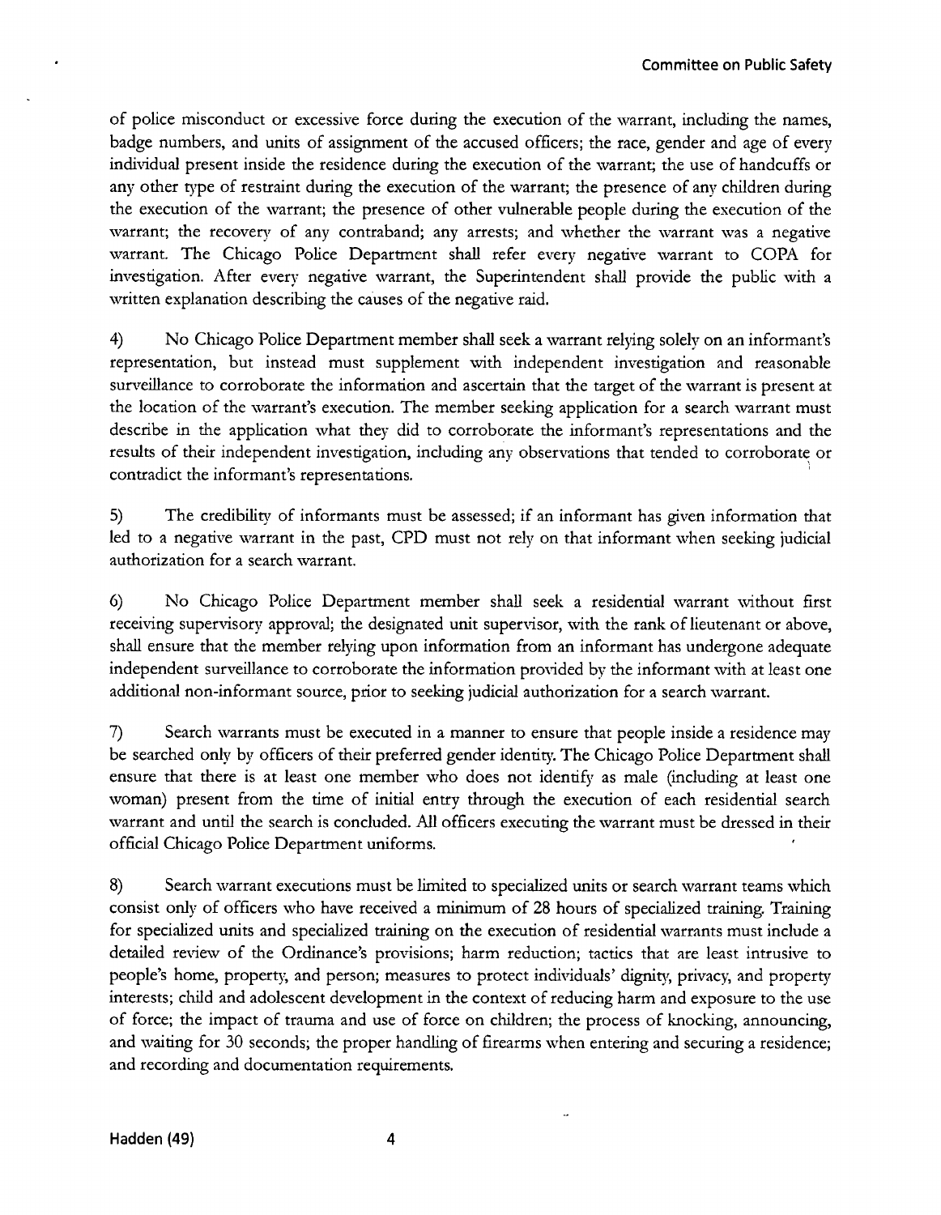of police misconduct or excessive force during the execution of the warrant, including the names, badge numbers, and units of assignment of the accused officers; the race, gender and age of every individual present inside the residence during the execution of the warrant; the use of handcuffs or any other type of restraint during the execution of the warrant; the presence of any children during the execution of the warrant; the presence of other vulnerable people during the execution of the warrant; the recovery of any contraband; any arrests; and whether the warrant was a negative warrant. The Chicago Police Department shall refer every negative warrant to COPA for investigation. After every negative warrant, the Superintendent shall provide the public with a written explanation describing the causes of the negative raid.

4) No Chicago Police Department member shall seek a warrant relying solely on an informant's representation, but instead must supplement with independent investigation and reasonable surveillance to corroborate the information and ascertain that the target of the warrant is present at the location of the warrant's execution. The member seeking application for a search warrant must describe in the application what they did to corroborate the informant's representations and the results of their independent investigation, including any observations that tended to corroborate or contradict the informant's representations.

5) The credibility of informants must be assessed; if an informant has given information that led to a negative warrant in the past, CPD must not rely on that informant when seeking judicial authorization for a search warrant.

6) No Chicago Police Department member shall seek a residential warrant without first receiving supervisory approval; the designated unit supervisor, with the rank of lieutenant or above, shall ensure that the member relying upon information from an informant has undergone adequate independent surveillance to corroborate the information provided by the informant with at least one additional non-informant source, prior to seeking judicial authorization for a search warrant.

7) Search warrants must be executed in a manner to ensure that people inside a residence may be searched only by officers of their preferred gender identity. The Chicago Police Department shall ensure that there is at least one member who does not identify as male (including at least one woman) present from the time of initial entry through the execution of each residential search warrant and until the search is concluded. All officers executing the warrant must be dressed in their official Chicago Police Department uniforms.

8) Search warrant executions must be limited to specialized units or search warrant teams which consist only of officers who have received a minimum of 28 hours of specialized training. Training for specialized units and specialized training on the execution of residential warrants must include a detailed review of the Ordinance's provisions; harm reduction; tactics that are least intrusive to people's home, property, and person; measures to protect individuals' dignity, privacy, and property interests; child and adolescent development in the context of reducing harm and exposure to the use of force; the impact of trauma and use of force on children; the process of knocking, announcing, and waiting for 30 seconds; the proper handling of firearms when entering and securing a residence; and recording and documentation requirements.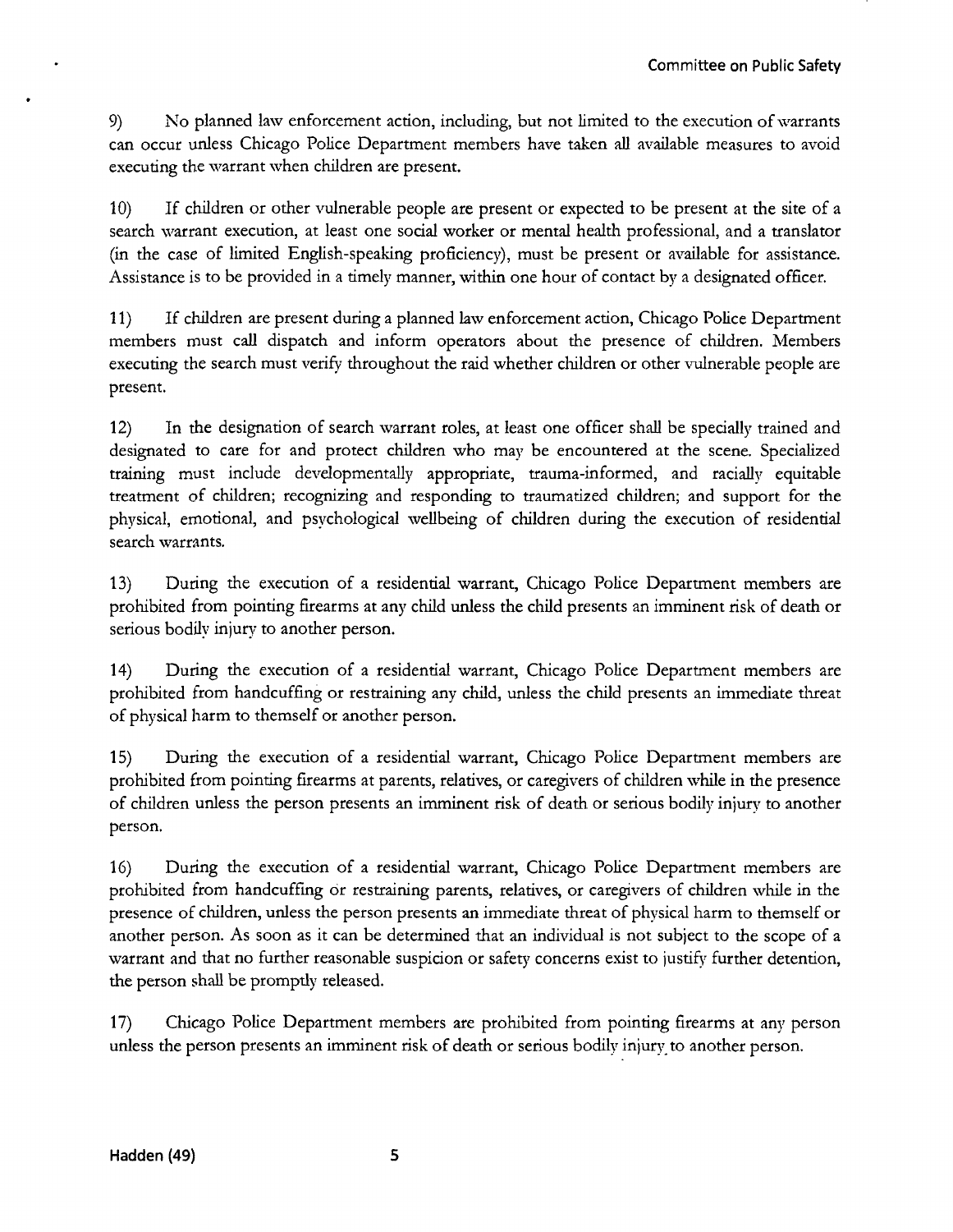9) No planned law enforcement action, including, but not limited to the execution of warrants can occur unless Chicago Police Department members have taken all available measures to avoid executing the warrant when children are present.

10) If children or other vulnerable people are present or expected to be present at the site of a search warrant execution, at least one social worker or mental health professional, and a translator (in the case of limited English-speaking proficiency), must be present or available for assistance. Assistance is to be provided in a timely manner, within one hour of contact by a designated officer.

11) If children are present during a planned law enforcement action, Chicago Police Department members must call dispatch and inform operators about the presence of children. Members executing the search must verify throughout the raid whether children or other vulnerable people are present.

12) In the designation of search warrant roles, at least one officer shall be specially trained and designated to care for and protect children who may be encountered at the scene. Specialized training must include developmentally appropriate, trauma-informed, and racially equitable treatment of children; recognizing and responding to traumatized children; and support for the physical, emotional, and psychological wellbeing of children during the execution of residential search warrants.

13) During the execution of a residential warrant, Chicago Police Department members are prohibited from pointing firearms at any child unless the child presents an imminent risk of death or serious bodily injury to another person.

14) During the execution of a residential warrant, Chicago Police Department members are prohibited from handcuffing or restraining any child, unless the child presents an immediate threat of physical harm to themself or another person.

15) During the execution of a residential warrant, Chicago Police Department members are prohibited from pointing firearms at parents, relatives, or caregivers of children while in the presence of children unless the person presents an imminent risk of death or serious bodily injury to another person.

16) During the execution of a residential warrant, Chicago Police Department members are prohibited from handcuffing or restraining parents, relatives, or caregivers of children while in the presence of children, unless the person presents an immediate threat of physical harm to themself or another person. As soon as it can be determined that an individual is not subject to the scope of a warrant and that no further reasonable suspicion or safety concerns exist to justify further detention, the person shall be promptly released.

17) Chicago Police Department members are prohibited from pointing firearms at any person unless the person presents an imminent risk of death or serious bodily injury to another person.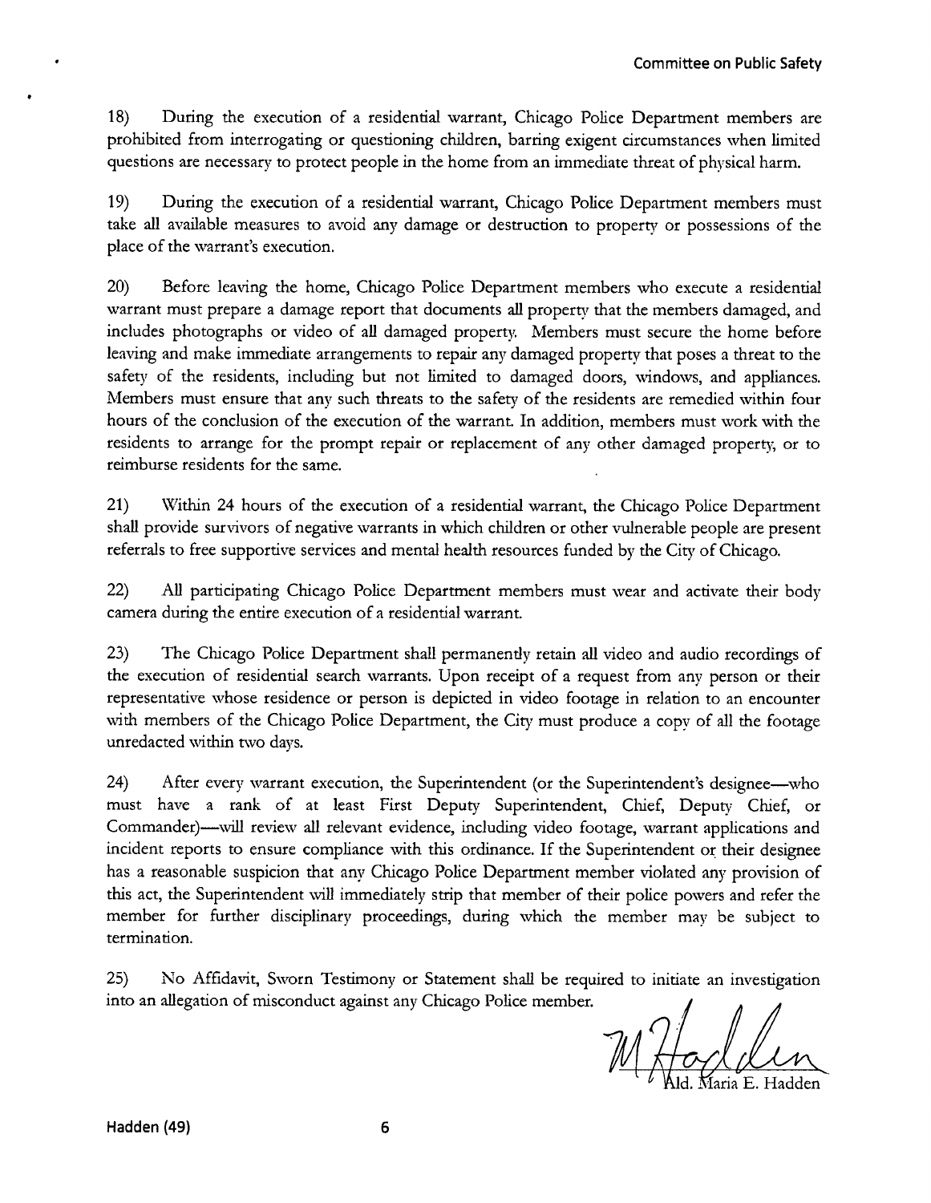18) During the execution of a residential warrant, Chicago Police Department members are prohibited from interrogating or questioning children, barring exigent circumstances when limited questions are necessary to protect people in the home from an immediate threat of physical harm.

19) During the execution of a residential warrant, Chicago Police Department members must take all available measures to avoid any damage or destruction to property or possessions of the place of the warrant's execution.

20) Before leaving the home, Chicago Police Department members who execute a residential warrant must prepare a damage report that documents all property that the members damaged, and includes photographs or video of all damaged property. Members must secure the home before leaving and make immediate arrangements to repair any damaged property that poses a threat to the safety of the residents, including but not limited to damaged doors, windows, and appliances. Members must ensure that any such threats to the safety of the residents are remedied within four hours of the conclusion of the execution of the warrant. In addition, members must work with the residents to arrange for the prompt repair or replacement of any other damaged property, or to reimburse residents for the same.

21) Within 24 hours of the execution of a residential warrant, the Chicago Police Department shall provide survivors of negative warrants in which children or other vulnerable people are present referrals to free supportive services and mental health resources funded by the City of Chicago.

22) All participating Chicago Police Department members must wear and activate their body camera during the entire execution of a residential warrant.

23) The Chicago Police Department shall permanently retain all video and audio recordings of the execution of residential search warrants. Upon receipt of a request from any person or their representative whose residence or person is depicted in video footage in relation to an encounter with members of the Chicago Police Department, the City must produce a copy of all the footage unredacted within two days.

24) After every warrant execution, the Superintendent (or the Superintendent's designee—who must have a rank of at least First Deputy Superintendent, Chief, Deputy Chief, or Commander)—will review all relevant evidence, including video footage, warrant applications and incident reports to ensure compliance with this ordinance. If the Superintendent or their designee has a reasonable suspicion that any Chicago Police Department member violated any provision of this act, the Superintendent will immediately strip that member of their police powers and refer the member for further disciplinary proceedings, during which the member may be subject to termination.

25) No Affidavit, Sworn Testimony or Statement shall be required to initiate an investigation into an allegation of misconduct against any Chicago Police member.

Ald. Maria E. Hadden